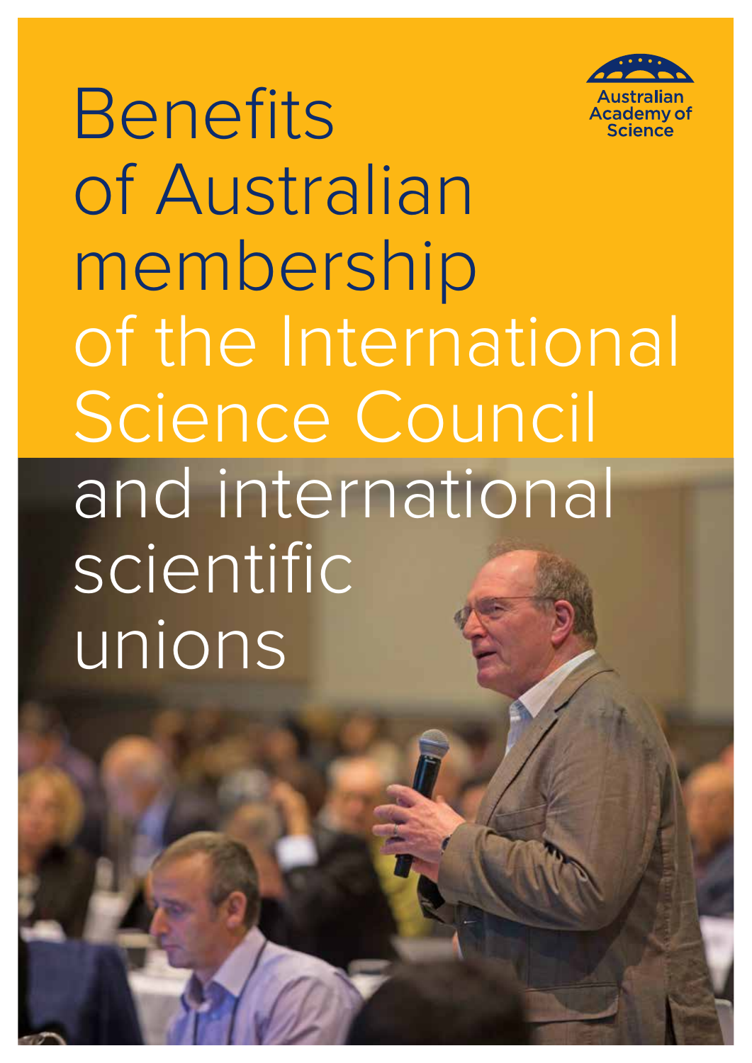Australian Academy of Science

# Benefits of Australian membership of the International Science Council and international scientific unions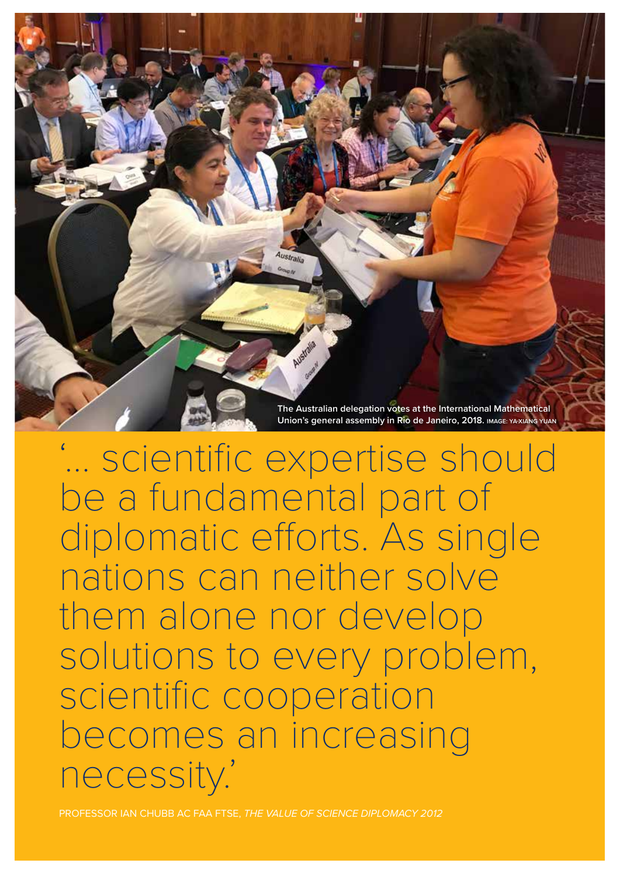The Australian delegation votes at the International Mathematical Union's general assembly in Rio de Janeiro, 2018. IMAGE: YA-XIANG YUAN

'... scientific expertise should be a fundamental part of diplomatic efforts. As single nations can neither solve them alone nor develop solutions to every problem, scientific cooperation becomes an increasing necessity.'

PROFESSOR IAN CHUBB AC FAA FTSE, *THE VALUE OF SCIENCE DIPLOMACY 2012*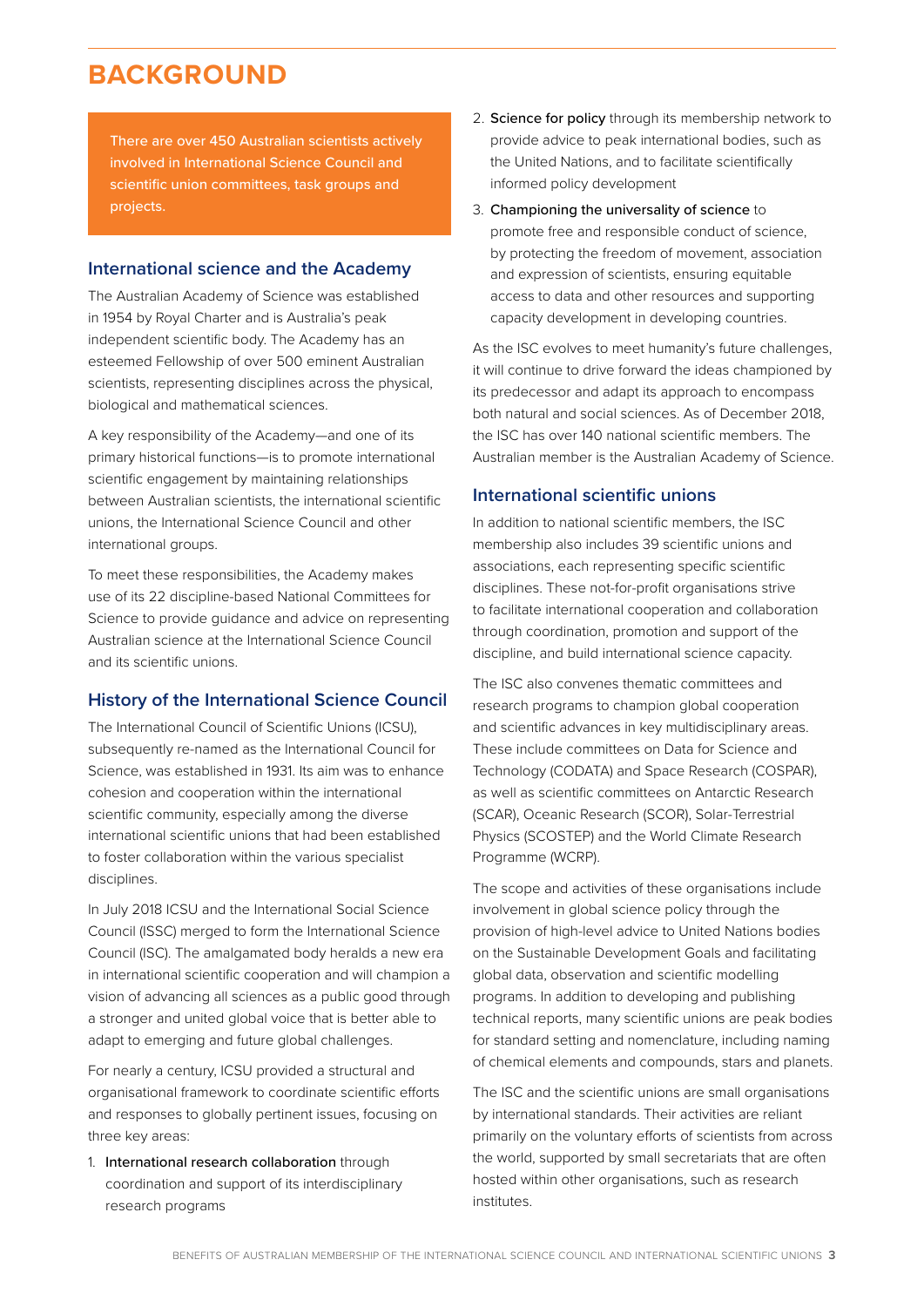# BACKGROUND

> There are over 450 Australian scientists actively involved in International Science Council and scientific union committees, task groups and projects.

## International science and the Academy

The Australian Academy of Science was established in 1954 by Royal Charter and is Australia's peak independent scientific body. The Academy has an esteemed Fellowship of over 500 eminent Australian scientists, representing disciplines across the physical, biological and mathematical sciences.

A key responsibility of the Academy—and one of its primary historical functions—is to promote international scientific engagement by maintaining relationships between Australian scientists, the international scientific unions, the International Science Council and other international groups.

To meet these responsibilities, the Academy makes use of its 22 discipline-based National Committees for Science to provide guidance and advice on representing Australian science at the International Science Council and its scientific unions.

## History of the International Science Council

The International Council of Scientific Unions (ICSU), subsequently re-named as the International Council for Science, was established in 1931. Its aim was to enhance cohesion and cooperation within the international scientific community, especially among the diverse international scientific unions that had been established to foster collaboration within the various specialist disciplines.

In July 2018 ICSU and the International Social Science Council (ISSC) merged to form the International Science Council (ISC). The amalgamated body heralds a new era in international scientific cooperation and will champion a vision of advancing all sciences as a public good through a stronger and united global voice that is better able to adapt to emerging and future global challenges.

For nearly a century, ICSU provided a structural and organisational framework to coordinate scientific efforts and responses to globally pertinent issues, focusing on three key areas:

1. International research collaboration through coordination and support of its interdisciplinary research programs
2. Science for policy through its membership network to provide advice to peak international bodies, such as the United Nations, and to facilitate scientifically informed policy development
3. Championing the universality of science to promote free and responsible conduct of science, by protecting the freedom of movement, association and expression of scientists, ensuring equitable access to data and other resources and supporting capacity development in developing countries.

As the ISC evolves to meet humanity's future challenges, it will continue to drive forward the ideas championed by its predecessor and adapt its approach to encompass both natural and social sciences. As of December 2018, the ISC has over 140 national scientific members. The Australian member is the Australian Academy of Science.

## International scientific unions

In addition to national scientific members, the ISC membership also includes 39 scientific unions and associations, each representing specific scientific disciplines. These not-for-profit organisations strive to facilitate international cooperation and collaboration through coordination, promotion and support of the discipline, and build international science capacity.

The ISC also convenes thematic committees and research programs to champion global cooperation and scientific advances in key multidisciplinary areas. These include committees on Data for Science and Technology (CODATA) and Space Research (COSPAR), as well as scientific committees on Antarctic Research (SCAR), Oceanic Research (SCOR), Solar-Terrestrial Physics (SCOSTEP) and the World Climate Research Programme (WCRP).

The scope and activities of these organisations include involvement in global science policy through the provision of high-level advice to United Nations bodies on the Sustainable Development Goals and facilitating global data, observation and scientific modelling programs. In addition to developing and publishing technical reports, many scientific unions are peak bodies for standard setting and nomenclature, including naming of chemical elements and compounds, stars and planets.

The ISC and the scientific unions are small organisations by international standards. Their activities are reliant primarily on the voluntary efforts of scientists from across the world, supported by small secretariats that are often hosted within other organisations, such as research institutes.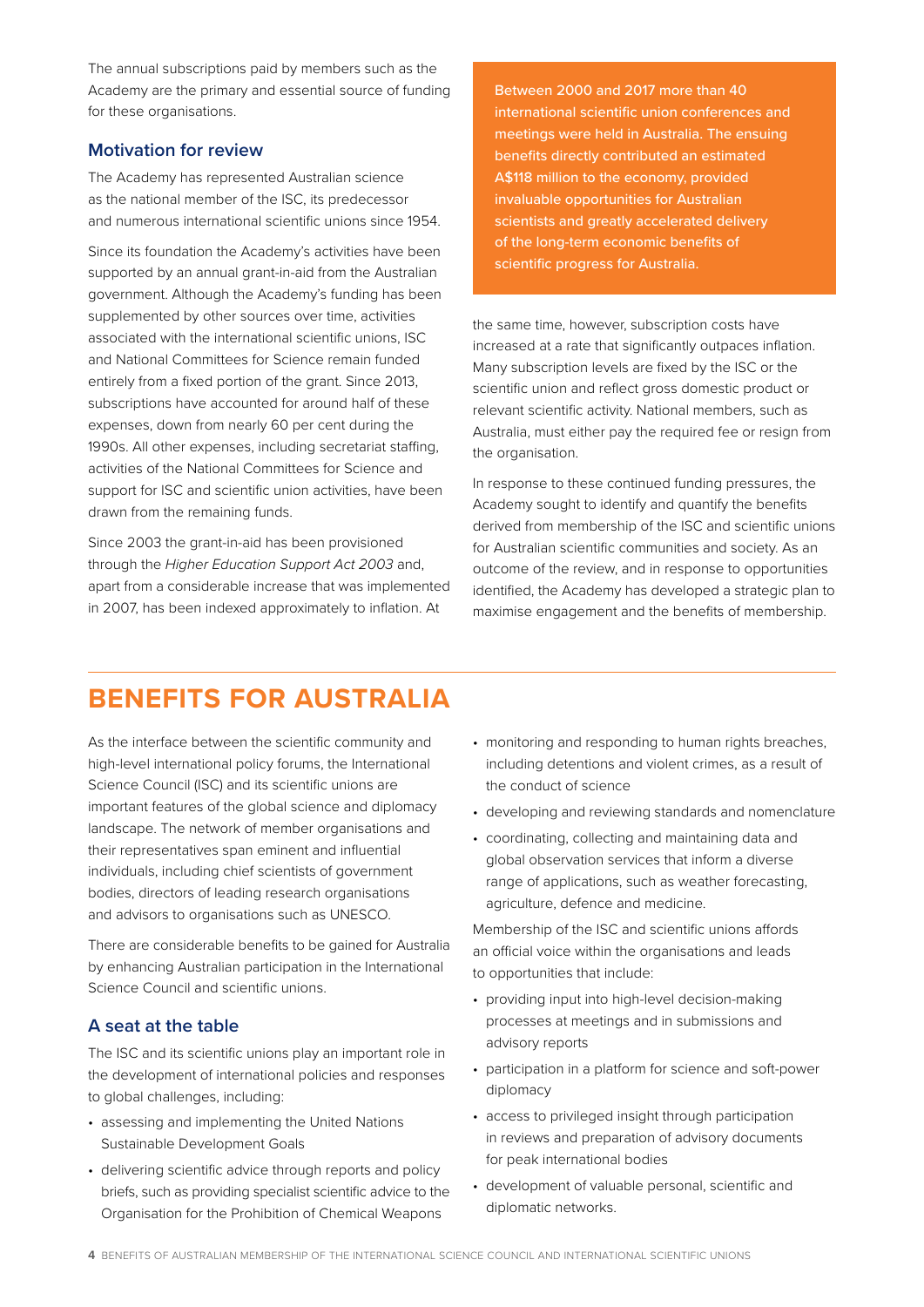The annual subscriptions paid by members such as the Academy are the primary and essential source of funding for these organisations.

### Motivation for review

The Academy has represented Australian science as the national member of the ISC, its predecessor and numerous international scientific unions since 1954.

Since its foundation the Academy's activities have been supported by an annual grant-in-aid from the Australian government. Although the Academy's funding has been supplemented by other sources over time, activities associated with the international scientific unions, ISC and National Committees for Science remain funded entirely from a fixed portion of the grant. Since 2013, subscriptions have accounted for around half of these expenses, down from nearly 60 per cent during the 1990s. All other expenses, including secretariat staffing, activities of the National Committees for Science and support for ISC and scientific union activities, have been drawn from the remaining funds.

Since 2003 the grant-in-aid has been provisioned through the *Higher Education Support Act 2003* and, apart from a considerable increase that was implemented in 2007, has been indexed approximately to inflation. At the same time, however, subscription costs have increased at a rate that significantly outpaces inflation. Many subscription levels are fixed by the ISC or the scientific union and reflect gross domestic product or relevant scientific activity. National members, such as Australia, must either pay the required fee or resign from the organisation.

In response to these continued funding pressures, the Academy sought to identify and quantify the benefits derived from membership of the ISC and scientific unions for Australian scientific communities and society. As an outcome of the review, and in response to opportunities identified, the Academy has developed a strategic plan to maximise engagement and the benefits of membership.

> Between 2000 and 2017 more than 40 international scientific union conferences and meetings were held in Australia. The ensuing benefits directly contributed an estimated A$118 million to the economy, provided invaluable opportunities for Australian scientists and greatly accelerated delivery of the long-term economic benefits of scientific progress for Australia.

## BENEFITS FOR AUSTRALIA

As the interface between the scientific community and high-level international policy forums, the International Science Council (ISC) and its scientific unions are important features of the global science and diplomacy landscape. The network of member organisations and their representatives span eminent and influential individuals, including chief scientists of government bodies, directors of leading research organisations and advisors to organisations such as UNESCO.

There are considerable benefits to be gained for Australia by enhancing Australian participation in the International Science Council and scientific unions.

### A seat at the table

The ISC and its scientific unions play an important role in the development of international policies and responses to global challenges, including:

- assessing and implementing the United Nations Sustainable Development Goals
- delivering scientific advice through reports and policy briefs, such as providing specialist scientific advice to the Organisation for the Prohibition of Chemical Weapons
- monitoring and responding to human rights breaches, including detentions and violent crimes, as a result of the conduct of science
- developing and reviewing standards and nomenclature
- coordinating, collecting and maintaining data and global observation services that inform a diverse range of applications, such as weather forecasting, agriculture, defence and medicine.

Membership of the ISC and scientific unions affords an official voice within the organisations and leads to opportunities that include:

- providing input into high-level decision-making processes at meetings and in submissions and advisory reports
- participation in a platform for science and soft-power diplomacy
- access to privileged insight through participation in reviews and preparation of advisory documents for peak international bodies
- development of valuable personal, scientific and diplomatic networks.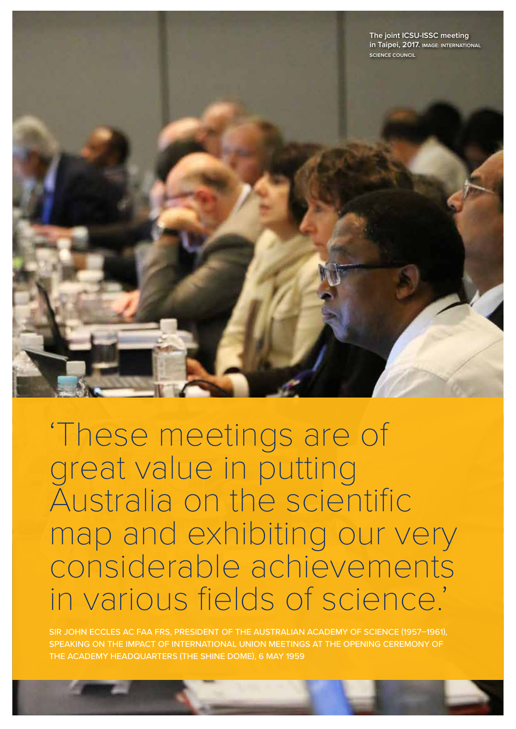The joint ICSU-ISSC meeting in Taipei, 2017. IMAGE: INTERNATIONAL SCIENCE COUNCIL

# 'These meetings are of great value in putting Australia on the scientific map and exhibiting our very considerable achievements in various fields of science.'

SIR JOHN ECCLES AC FAA FRS, PRESIDENT OF THE AUSTRALIAN ACADEMY OF SCIENCE (1957–1961), SPEAKING ON THE IMPACT OF INTERNATIONAL UNION MEETINGS AT THE OPENING CEREMONY OF THE ACADEMY HEADQUARTERS (THE SHINE DOME), 6 MAY 1959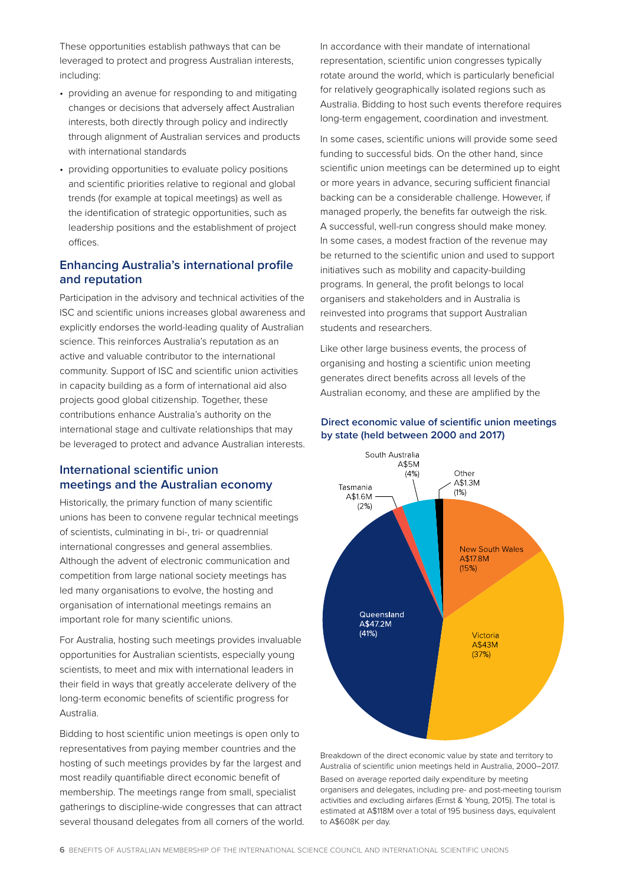These opportunities establish pathways that can be leveraged to protect and progress Australian interests, including:

- providing an avenue for responding to and mitigating changes or decisions that adversely affect Australian interests, both directly through policy and indirectly through alignment of Australian services and products with international standards
- providing opportunities to evaluate policy positions and scientific priorities relative to regional and global trends (for example at topical meetings) as well as the identification of strategic opportunities, such as leadership positions and the establishment of project offices.

## Enhancing Australia's international profile and reputation

Participation in the advisory and technical activities of the ISC and scientific unions increases global awareness and explicitly endorses the world-leading quality of Australian science. This reinforces Australia's reputation as an active and valuable contributor to the international community. Support of ISC and scientific union activities in capacity building as a form of international aid also projects good global citizenship. Together, these contributions enhance Australia's authority on the international stage and cultivate relationships that may be leveraged to protect and advance Australian interests.

## International scientific union meetings and the Australian economy

Historically, the primary function of many scientific unions has been to convene regular technical meetings of scientists, culminating in bi-, tri- or quadrennial international congresses and general assemblies. Although the advent of electronic communication and competition from large national society meetings has led many organisations to evolve, the hosting and organisation of international meetings remains an important role for many scientific unions.

For Australia, hosting such meetings provides invaluable opportunities for Australian scientists, especially young scientists, to meet and mix with international leaders in their field in ways that greatly accelerate delivery of the long-term economic benefits of scientific progress for Australia.

Bidding to host scientific union meetings is open only to representatives from paying member countries and the hosting of such meetings provides by far the largest and most readily quantifiable direct economic benefit of membership. The meetings range from small, specialist gatherings to discipline-wide congresses that can attract several thousand delegates from all corners of the world.

In accordance with their mandate of international representation, scientific union congresses typically rotate around the world, which is particularly beneficial for relatively geographically isolated regions such as Australia. Bidding to host such events therefore requires long-term engagement, coordination and investment.

In some cases, scientific unions will provide some seed funding to successful bids. On the other hand, since scientific union meetings can be determined up to eight or more years in advance, securing sufficient financial backing can be a considerable challenge. However, if managed properly, the benefits far outweigh the risk. A successful, well-run congress should make money. In some cases, a modest fraction of the revenue may be returned to the scientific union and used to support initiatives such as mobility and capacity-building programs. In general, the profit belongs to local organisers and stakeholders and in Australia is reinvested into programs that support Australian students and researchers.

Like other large business events, the process of organising and hosting a scientific union meeting generates direct benefits across all levels of the Australian economy, and these are amplified by the

**Direct economic value of scientific union meetings by state (held between 2000 and 2017)**

| State | Value | Share |
|---|---|---|
| Queensland | A$47.2M | 41% |
| Victoria | A$43M | 37% |
| New South Wales | A$17.8M | 15% |
| South Australia | A$5M | 4% |
| Tasmania | A$1.6M | 2% |
| Other | A$1.3M | 1% |

Breakdown of the direct economic value by state and territory to Australia of scientific union meetings held in Australia, 2000–2017. Based on average reported daily expenditure by meeting organisers and delegates, including pre- and post-meeting tourism activities and excluding airfares (Ernst & Young, 2015). The total is estimated at A$118M over a total of 195 business days, equivalent to A$608K per day.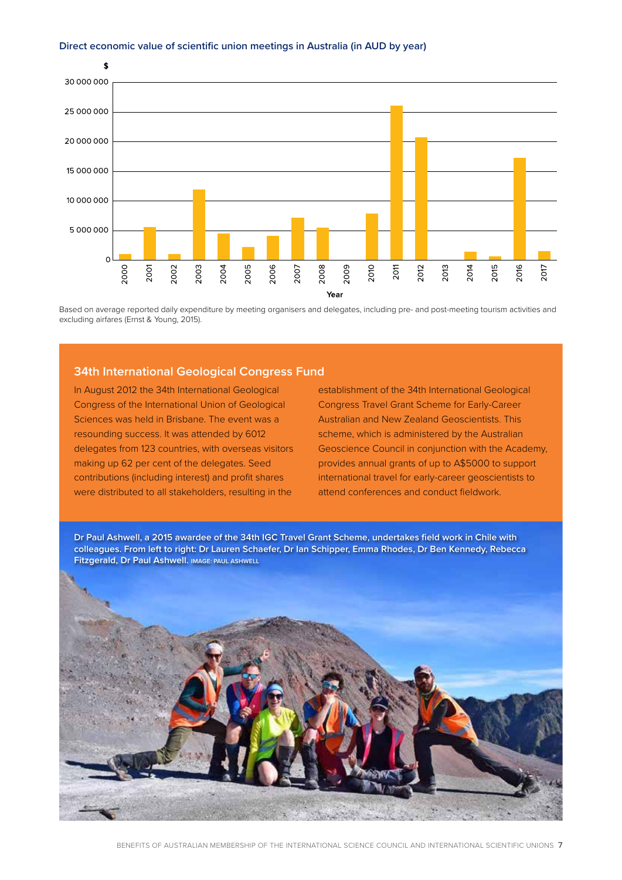**Direct economic value of scientific union meetings in Australia (in AUD by year)**

Based on average reported daily expenditure by meeting organisers and delegates, including pre- and post-meeting tourism activities and excluding airfares (Ernst & Young, 2015).

## 34th International Geological Congress Fund

In August 2012 the 34th International Geological Congress of the International Union of Geological Sciences was held in Brisbane. The event was a resounding success. It was attended by 6012 delegates from 123 countries, with overseas visitors making up 62 per cent of the delegates. Seed contributions (including interest) and profit shares were distributed to all stakeholders, resulting in the establishment of the 34th International Geological Congress Travel Grant Scheme for Early-Career Australian and New Zealand Geoscientists. This scheme, which is administered by the Australian Geoscience Council in conjunction with the Academy, provides annual grants of up to A$5000 to support international travel for early-career geoscientists to attend conferences and conduct fieldwork.

**Dr Paul Ashwell, a 2015 awardee of the 34th IGC Travel Grant Scheme, undertakes field work in Chile with colleagues. From left to right: Dr Lauren Schaefer, Dr Ian Schipper, Emma Rhodes, Dr Ben Kennedy, Rebecca Fitzgerald, Dr Paul Ashwell.** IMAGE: PAUL ASHWELL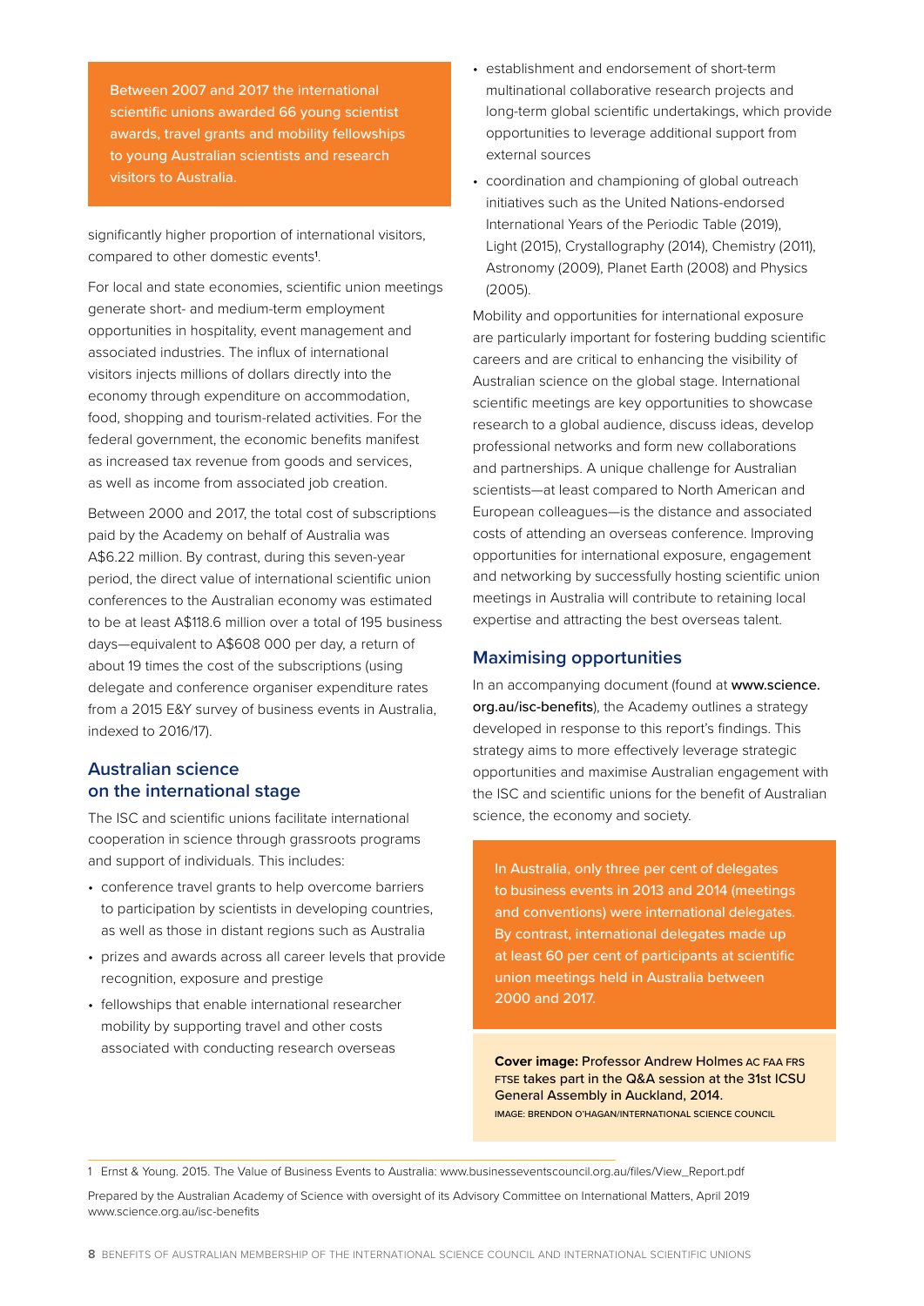Between 2007 and 2017 the international scientific unions awarded 66 young scientist awards, travel grants and mobility fellowships to young Australian scientists and research visitors to Australia.

significantly higher proportion of international visitors, compared to other domestic events[1].

For local and state economies, scientific union meetings generate short- and medium-term employment opportunities in hospitality, event management and associated industries. The influx of international visitors injects millions of dollars directly into the economy through expenditure on accommodation, food, shopping and tourism-related activities. For the federal government, the economic benefits manifest as increased tax revenue from goods and services, as well as income from associated job creation.

Between 2000 and 2017, the total cost of subscriptions paid by the Academy on behalf of Australia was A$6.22 million. By contrast, during this seven-year period, the direct value of international scientific union conferences to the Australian economy was estimated to be at least A$118.6 million over a total of 195 business days—equivalent to A$608 000 per day, a return of about 19 times the cost of the subscriptions (using delegate and conference organiser expenditure rates from a 2015 E&Y survey of business events in Australia, indexed to 2016/17).

## Australian science on the international stage

The ISC and scientific unions facilitate international cooperation in science through grassroots programs and support of individuals. This includes:

- conference travel grants to help overcome barriers to participation by scientists in developing countries, as well as those in distant regions such as Australia
- prizes and awards across all career levels that provide recognition, exposure and prestige
- fellowships that enable international researcher mobility by supporting travel and other costs associated with conducting research overseas
- establishment and endorsement of short-term multinational collaborative research projects and long-term global scientific undertakings, which provide opportunities to leverage additional support from external sources
- coordination and championing of global outreach initiatives such as the United Nations-endorsed International Years of the Periodic Table (2019), Light (2015), Crystallography (2014), Chemistry (2011), Astronomy (2009), Planet Earth (2008) and Physics (2005).

Mobility and opportunities for international exposure are particularly important for fostering budding scientific careers and are critical to enhancing the visibility of Australian science on the global stage. International scientific meetings are key opportunities to showcase research to a global audience, discuss ideas, develop professional networks and form new collaborations and partnerships. A unique challenge for Australian scientists—at least compared to North American and European colleagues—is the distance and associated costs of attending an overseas conference. Improving opportunities for international exposure, engagement and networking by successfully hosting scientific union meetings in Australia will contribute to retaining local expertise and attracting the best overseas talent.

## Maximising opportunities

In an accompanying document (found at **www.science.org.au/isc-benefits**), the Academy outlines a strategy developed in response to this report's findings. This strategy aims to more effectively leverage strategic opportunities and maximise Australian engagement with the ISC and scientific unions for the benefit of Australian science, the economy and society.

In Australia, only three per cent of delegates to business events in 2013 and 2014 (meetings and conventions) were international delegates. By contrast, international delegates made up at least 60 per cent of participants at scientific union meetings held in Australia between 2000 and 2017.

**Cover image:** Professor Andrew Holmes AC FAA FRS FTSE takes part in the Q&A session at the 31st ICSU General Assembly in Auckland, 2014.
IMAGE: BRENDON O'HAGAN/INTERNATIONAL SCIENCE COUNCIL

1 Ernst & Young. 2015. The Value of Business Events to Australia: www.businesseventscouncil.org.au/files/View_Report.pdf

Prepared by the Australian Academy of Science with oversight of its Advisory Committee on International Matters, April 2019
www.science.org.au/isc-benefits